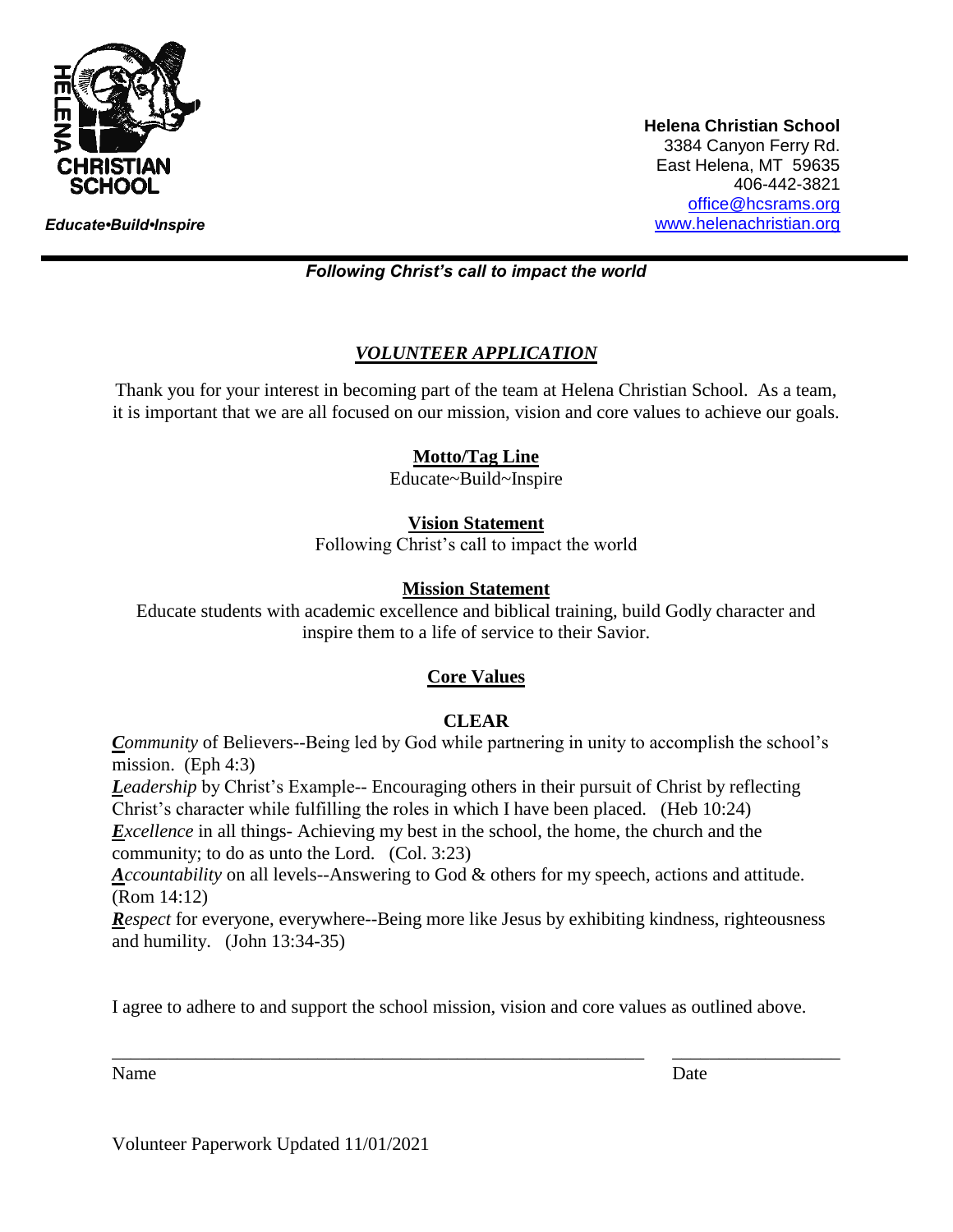HELENA CHRISTIAN SCHOOL

*Educate•Build•Inspire*

**Helena Christian School**
3384 Canyon Ferry Rd.
East Helena, MT 59635
406-442-3821
office@hcsrams.org
www.helenachristian.org

***Following Christ's call to impact the world***

## *VOLUNTEER APPLICATION*

Thank you for your interest in becoming part of the team at Helena Christian School. As a team, it is important that we are all focused on our mission, vision and core values to achieve our goals.

### Motto/Tag Line

Educate~Build~Inspire

### Vision Statement

Following Christ's call to impact the world

### Mission Statement

Educate students with academic excellence and biblical training, build Godly character and inspire them to a life of service to their Savior.

### Core Values

**CLEAR**

***C****ommunity* of Believers--Being led by God while partnering in unity to accomplish the school's mission. (Eph 4:3)
***L****eadership* by Christ's Example-- Encouraging others in their pursuit of Christ by reflecting Christ's character while fulfilling the roles in which I have been placed. (Heb 10:24)
***E****xcellence* in all things- Achieving my best in the school, the home, the church and the community; to do as unto the Lord. (Col. 3:23)
***A****ccountability* on all levels--Answering to God & others for my speech, actions and attitude. (Rom 14:12)
***R****espect* for everyone, everywhere--Being more like Jesus by exhibiting kindness, righteousness and humility. (John 13:34-35)

I agree to adhere to and support the school mission, vision and core values as outlined above.

\_\_\_\_\_\_\_\_\_\_\_\_\_\_\_\_\_\_\_\_\_\_\_\_\_\_\_\_\_\_\_\_\_\_\_\_\_\_\_\_\_\_\_\_\_\_\_\_\_\_\_\_\_\_\_\_ \_\_\_\_\_\_\_\_\_\_\_\_\_\_\_\_\_\_
Name Date

Volunteer Paperwork Updated 11/01/2021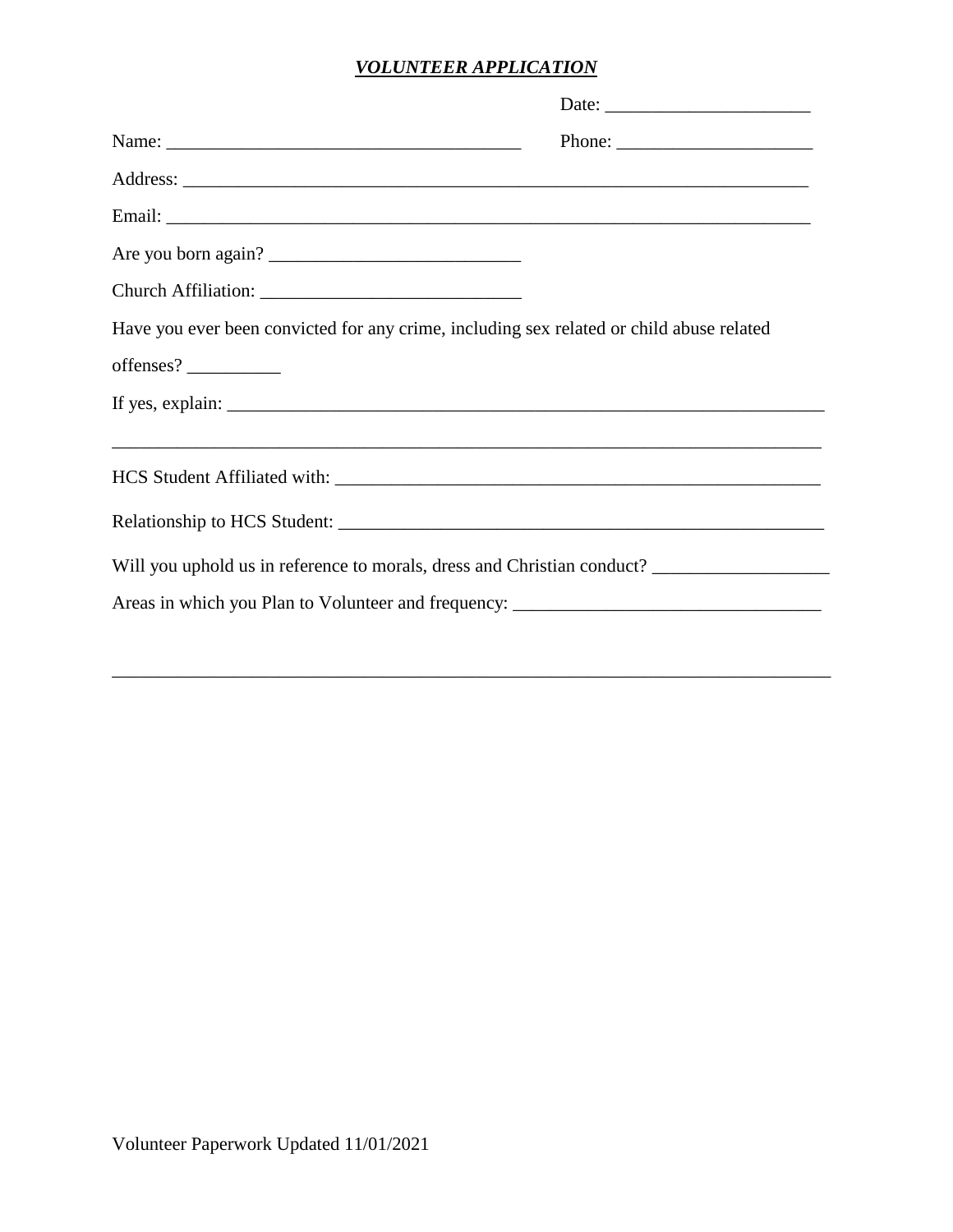# ***VOLUNTEER APPLICATION***

Date: ______________________

Name: ______________________________________ Phone: _____________________

Address: ______________________________________________________________________

Email: ________________________________________________________________________

Are you born again? ___________________________

Church Affiliation: ____________________________

Have you ever been convicted for any crime, including sex related or child abuse related offenses? __________

If yes, explain: _________________________________________________________________

_______________________________________________________________________________

HCS Student Affiliated with: ______________________________________________________

Relationship to HCS Student: ______________________________________________________

Will you uphold us in reference to morals, dress and Christian conduct? ___________________

Areas in which you Plan to Volunteer and frequency: _________________________________

_______________________________________________________________________________

Volunteer Paperwork Updated 11/01/2021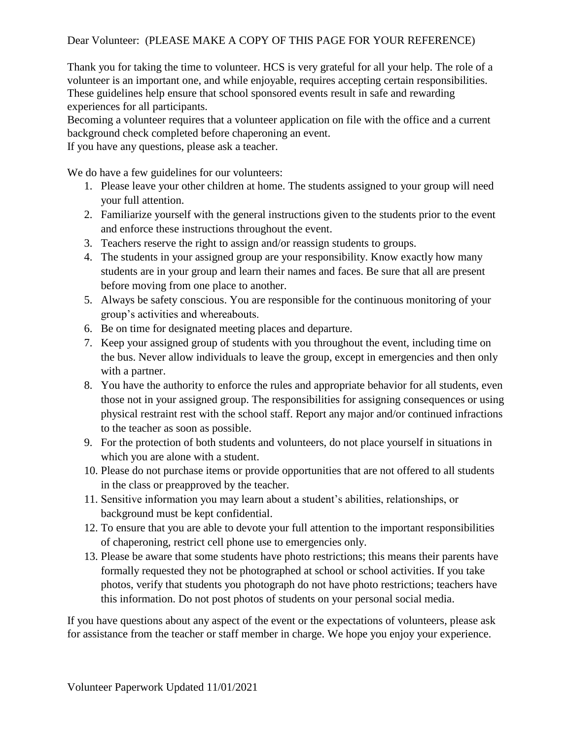Dear Volunteer: (PLEASE MAKE A COPY OF THIS PAGE FOR YOUR REFERENCE)

Thank you for taking the time to volunteer. HCS is very grateful for all your help. The role of a volunteer is an important one, and while enjoyable, requires accepting certain responsibilities. These guidelines help ensure that school sponsored events result in safe and rewarding experiences for all participants.

Becoming a volunteer requires that a volunteer application on file with the office and a current background check completed before chaperoning an event.

If you have any questions, please ask a teacher.

We do have a few guidelines for our volunteers:

1. Please leave your other children at home. The students assigned to your group will need your full attention.
2. Familiarize yourself with the general instructions given to the students prior to the event and enforce these instructions throughout the event.
3. Teachers reserve the right to assign and/or reassign students to groups.
4. The students in your assigned group are your responsibility. Know exactly how many students are in your group and learn their names and faces. Be sure that all are present before moving from one place to another.
5. Always be safety conscious. You are responsible for the continuous monitoring of your group's activities and whereabouts.
6. Be on time for designated meeting places and departure.
7. Keep your assigned group of students with you throughout the event, including time on the bus. Never allow individuals to leave the group, except in emergencies and then only with a partner.
8. You have the authority to enforce the rules and appropriate behavior for all students, even those not in your assigned group. The responsibilities for assigning consequences or using physical restraint rest with the school staff. Report any major and/or continued infractions to the teacher as soon as possible.
9. For the protection of both students and volunteers, do not place yourself in situations in which you are alone with a student.
10. Please do not purchase items or provide opportunities that are not offered to all students in the class or preapproved by the teacher.
11. Sensitive information you may learn about a student's abilities, relationships, or background must be kept confidential.
12. To ensure that you are able to devote your full attention to the important responsibilities of chaperoning, restrict cell phone use to emergencies only.
13. Please be aware that some students have photo restrictions; this means their parents have formally requested they not be photographed at school or school activities. If you take photos, verify that students you photograph do not have photo restrictions; teachers have this information. Do not post photos of students on your personal social media.

If you have questions about any aspect of the event or the expectations of volunteers, please ask for assistance from the teacher or staff member in charge. We hope you enjoy your experience.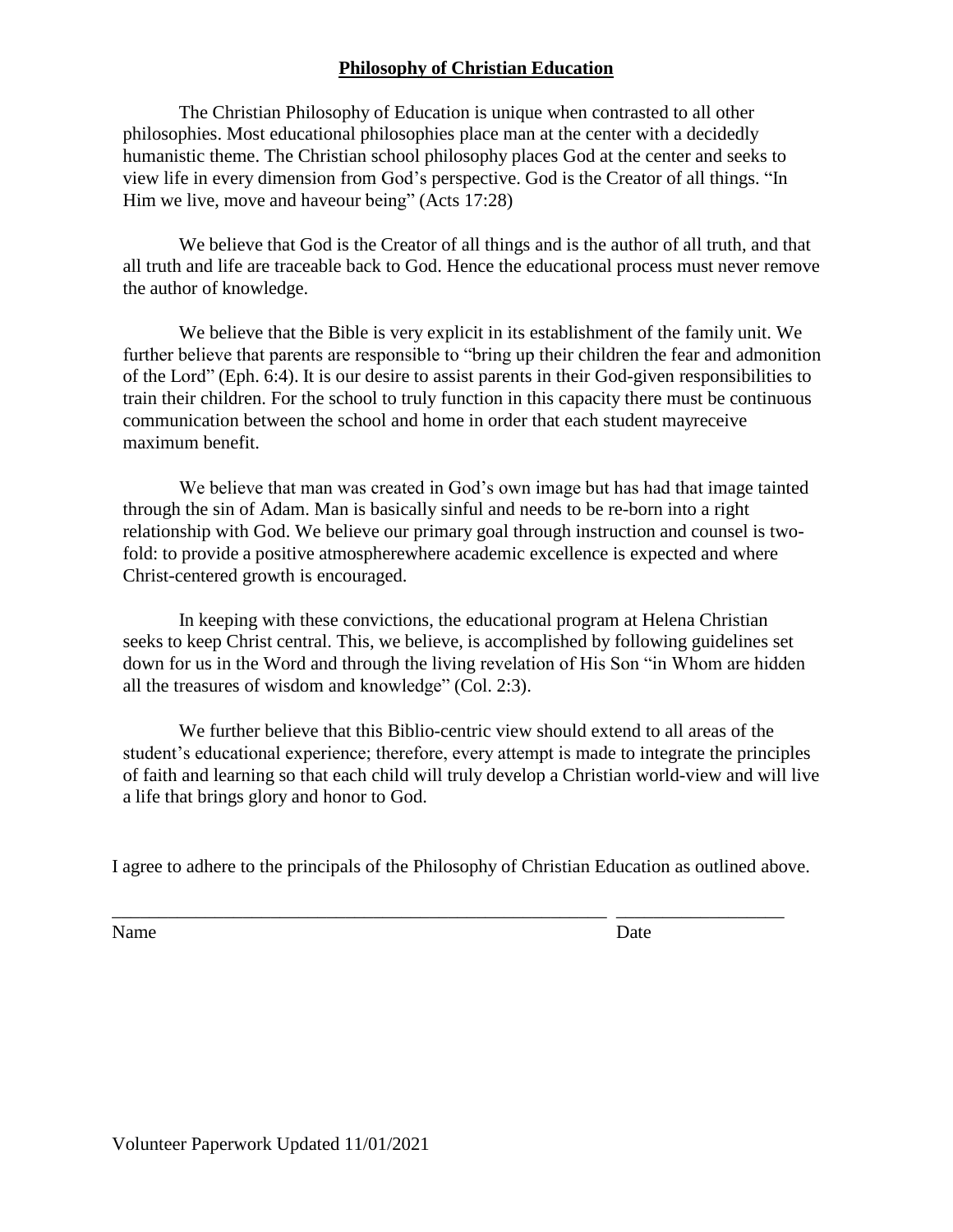**Philosophy of Christian Education**

The Christian Philosophy of Education is unique when contrasted to all other philosophies. Most educational philosophies place man at the center with a decidedly humanistic theme. The Christian school philosophy places God at the center and seeks to view life in every dimension from God's perspective. God is the Creator of all things. "In Him we live, move and haveour being" (Acts 17:28)

We believe that God is the Creator of all things and is the author of all truth, and that all truth and life are traceable back to God. Hence the educational process must never remove the author of knowledge.

We believe that the Bible is very explicit in its establishment of the family unit. We further believe that parents are responsible to "bring up their children the fear and admonition of the Lord" (Eph. 6:4). It is our desire to assist parents in their God-given responsibilities to train their children. For the school to truly function in this capacity there must be continuous communication between the school and home in order that each student mayreceive maximum benefit.

We believe that man was created in God's own image but has had that image tainted through the sin of Adam. Man is basically sinful and needs to be re-born into a right relationship with God. We believe our primary goal through instruction and counsel is two-fold: to provide a positive atmospherewhere academic excellence is expected and where Christ-centered growth is encouraged.

In keeping with these convictions, the educational program at Helena Christian seeks to keep Christ central. This, we believe, is accomplished by following guidelines set down for us in the Word and through the living revelation of His Son "in Whom are hidden all the treasures of wisdom and knowledge" (Col. 2:3).

We further believe that this Biblio-centric view should extend to all areas of the student's educational experience; therefore, every attempt is made to integrate the principles of faith and learning so that each child will truly develop a Christian world-view and will live a life that brings glory and honor to God.

I agree to adhere to the principals of the Philosophy of Christian Education as outlined above.

_______________________________________________________ __________________

Name Date

Volunteer Paperwork Updated 11/01/2021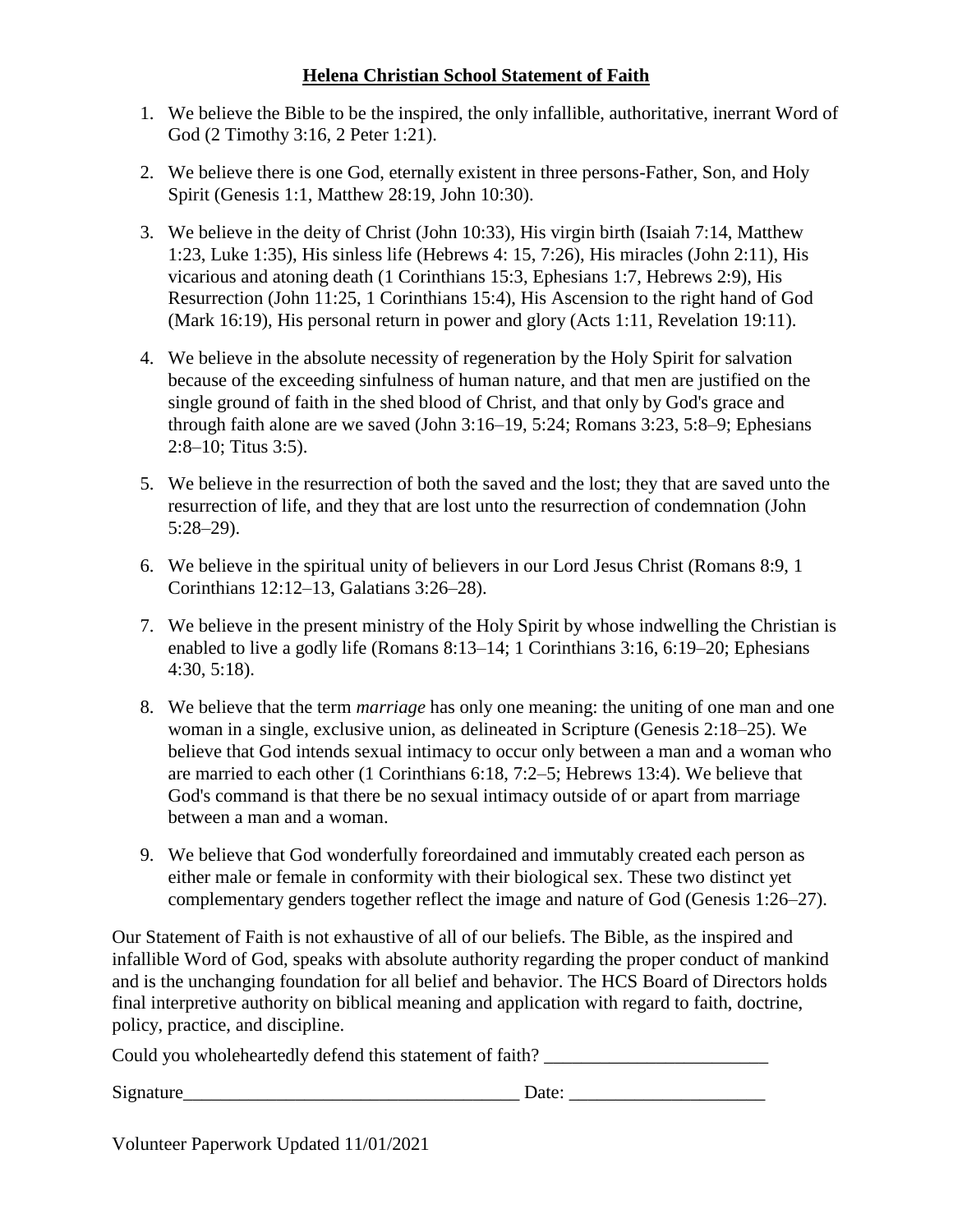**Helena Christian School Statement of Faith**

1. We believe the Bible to be the inspired, the only infallible, authoritative, inerrant Word of God (2 Timothy 3:16, 2 Peter 1:21).

2. We believe there is one God, eternally existent in three persons-Father, Son, and Holy Spirit (Genesis 1:1, Matthew 28:19, John 10:30).

3. We believe in the deity of Christ (John 10:33), His virgin birth (Isaiah 7:14, Matthew 1:23, Luke 1:35), His sinless life (Hebrews 4: 15, 7:26), His miracles (John 2:11), His vicarious and atoning death (1 Corinthians 15:3, Ephesians 1:7, Hebrews 2:9), His Resurrection (John 11:25, 1 Corinthians 15:4), His Ascension to the right hand of God (Mark 16:19), His personal return in power and glory (Acts 1:11, Revelation 19:11).

4. We believe in the absolute necessity of regeneration by the Holy Spirit for salvation because of the exceeding sinfulness of human nature, and that men are justified on the single ground of faith in the shed blood of Christ, and that only by God's grace and through faith alone are we saved (John 3:16–19, 5:24; Romans 3:23, 5:8–9; Ephesians 2:8–10; Titus 3:5).

5. We believe in the resurrection of both the saved and the lost; they that are saved unto the resurrection of life, and they that are lost unto the resurrection of condemnation (John 5:28–29).

6. We believe in the spiritual unity of believers in our Lord Jesus Christ (Romans 8:9, 1 Corinthians 12:12–13, Galatians 3:26–28).

7. We believe in the present ministry of the Holy Spirit by whose indwelling the Christian is enabled to live a godly life (Romans 8:13–14; 1 Corinthians 3:16, 6:19–20; Ephesians 4:30, 5:18).

8. We believe that the term *marriage* has only one meaning: the uniting of one man and one woman in a single, exclusive union, as delineated in Scripture (Genesis 2:18–25). We believe that God intends sexual intimacy to occur only between a man and a woman who are married to each other (1 Corinthians 6:18, 7:2–5; Hebrews 13:4). We believe that God's command is that there be no sexual intimacy outside of or apart from marriage between a man and a woman.

9. We believe that God wonderfully foreordained and immutably created each person as either male or female in conformity with their biological sex. These two distinct yet complementary genders together reflect the image and nature of God (Genesis 1:26–27).

Our Statement of Faith is not exhaustive of all of our beliefs. The Bible, as the inspired and infallible Word of God, speaks with absolute authority regarding the proper conduct of mankind and is the unchanging foundation for all belief and behavior. The HCS Board of Directors holds final interpretive authority on biblical meaning and application with regard to faith, doctrine, policy, practice, and discipline.

Could you wholeheartedly defend this statement of faith? ________________________

Signature___________________________________ Date: ____________________

Volunteer Paperwork Updated 11/01/2021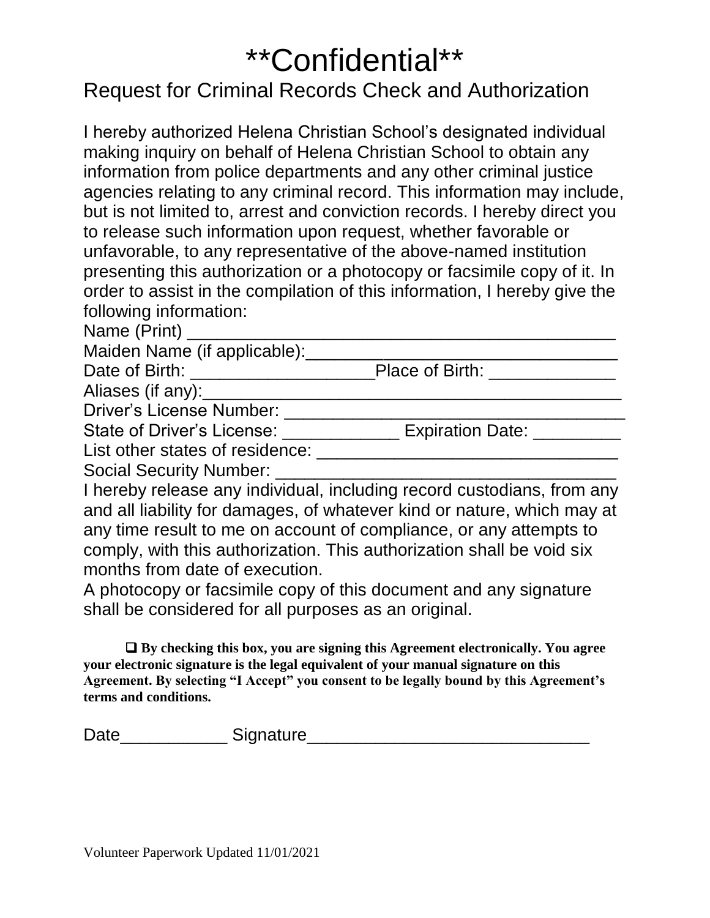# \*\*Confidential\*\*

## Request for Criminal Records Check and Authorization

I hereby authorized Helena Christian School's designated individual making inquiry on behalf of Helena Christian School to obtain any information from police departments and any other criminal justice agencies relating to any criminal record. This information may include, but is not limited to, arrest and conviction records. I hereby direct you to release such information upon request, whether favorable or unfavorable, to any representative of the above-named institution presenting this authorization or a photocopy or facsimile copy of it. In order to assist in the compilation of this information, I hereby give the following information:

Name (Print) ____________________________________________

Maiden Name (if applicable):________________________________

Date of Birth: ___________________Place of Birth: _____________

Aliases (if any):___________________________________________

Driver's License Number: ___________________________________

State of Driver's License: ____________ Expiration Date: _________

List other states of residence: _______________________________

Social Security Number: ____________________________________

I hereby release any individual, including record custodians, from any and all liability for damages, of whatever kind or nature, which may at any time result to me on account of compliance, or any attempts to comply, with this authorization. This authorization shall be void six months from date of execution.

A photocopy or facsimile copy of this document and any signature shall be considered for all purposes as an original.

☐ **By checking this box, you are signing this Agreement electronically. You agree your electronic signature is the legal equivalent of your manual signature on this Agreement. By selecting "I Accept" you consent to be legally bound by this Agreement's terms and conditions.**

Date___________ Signature_____________________________

Volunteer Paperwork Updated 11/01/2021